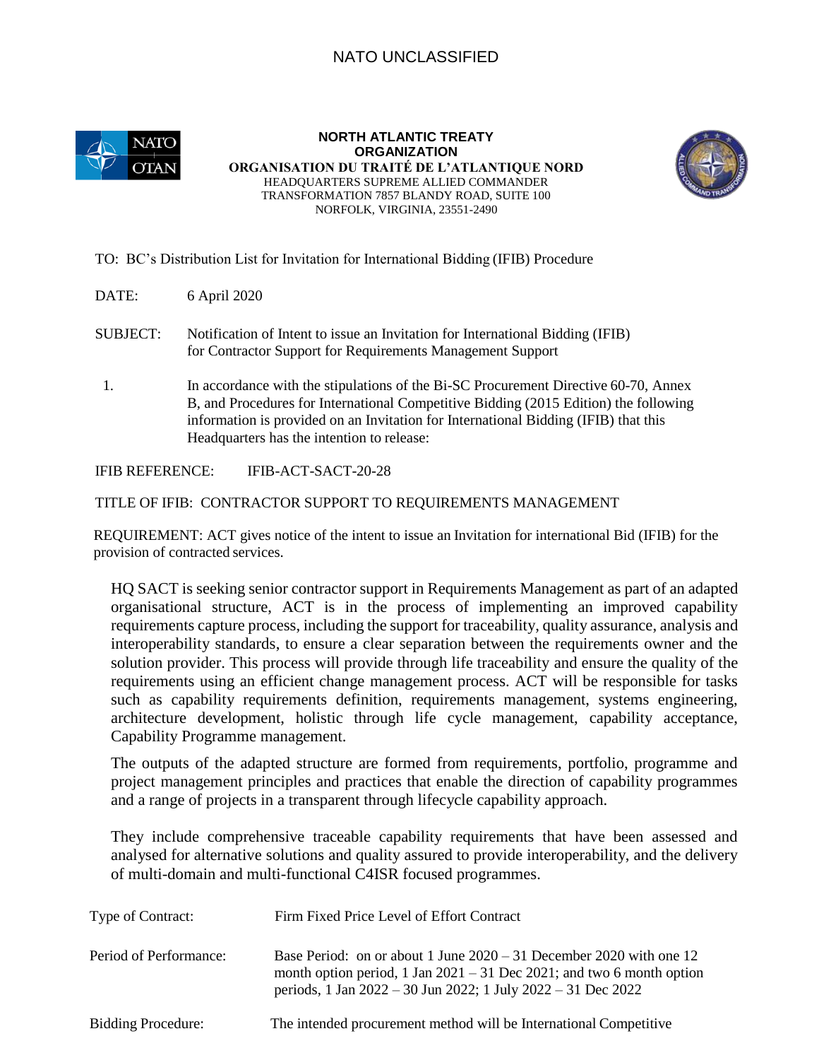NATO UNCLASSIFIED

**NORTH ATLANTIC TREATY ORGANIZATION**
**ORGANISATION DU TRAITÉ DE L'ATLANTIQUE NORD**
HEADQUARTERS SUPREME ALLIED COMMANDER TRANSFORMATION 7857 BLANDY ROAD, SUITE 100
NORFOLK, VIRGINIA, 23551-2490

TO: BC's Distribution List for Invitation for International Bidding (IFIB) Procedure

DATE: 6 April 2020

SUBJECT: Notification of Intent to issue an Invitation for International Bidding (IFIB) for Contractor Support for Requirements Management Support

1. In accordance with the stipulations of the Bi-SC Procurement Directive 60-70, Annex B, and Procedures for International Competitive Bidding (2015 Edition) the following information is provided on an Invitation for International Bidding (IFIB) that this Headquarters has the intention to release:

IFIB REFERENCE: IFIB-ACT-SACT-20-28

TITLE OF IFIB: CONTRACTOR SUPPORT TO REQUIREMENTS MANAGEMENT

REQUIREMENT: ACT gives notice of the intent to issue an Invitation for international Bid (IFIB) for the provision of contracted services.

HQ SACT is seeking senior contractor support in Requirements Management as part of an adapted organisational structure, ACT is in the process of implementing an improved capability requirements capture process, including the support for traceability, quality assurance, analysis and interoperability standards, to ensure a clear separation between the requirements owner and the solution provider. This process will provide through life traceability and ensure the quality of the requirements using an efficient change management process. ACT will be responsible for tasks such as capability requirements definition, requirements management, systems engineering, architecture development, holistic through life cycle management, capability acceptance, Capability Programme management.

The outputs of the adapted structure are formed from requirements, portfolio, programme and project management principles and practices that enable the direction of capability programmes and a range of projects in a transparent through lifecycle capability approach.

They include comprehensive traceable capability requirements that have been assessed and analysed for alternative solutions and quality assured to provide interoperability, and the delivery of multi-domain and multi-functional C4ISR focused programmes.

Type of Contract: Firm Fixed Price Level of Effort Contract

Period of Performance: Base Period: on or about 1 June 2020 – 31 December 2020 with one 12 month option period, 1 Jan 2021 – 31 Dec 2021; and two 6 month option periods, 1 Jan 2022 – 30 Jun 2022; 1 July 2022 – 31 Dec 2022

Bidding Procedure: The intended procurement method will be International Competitive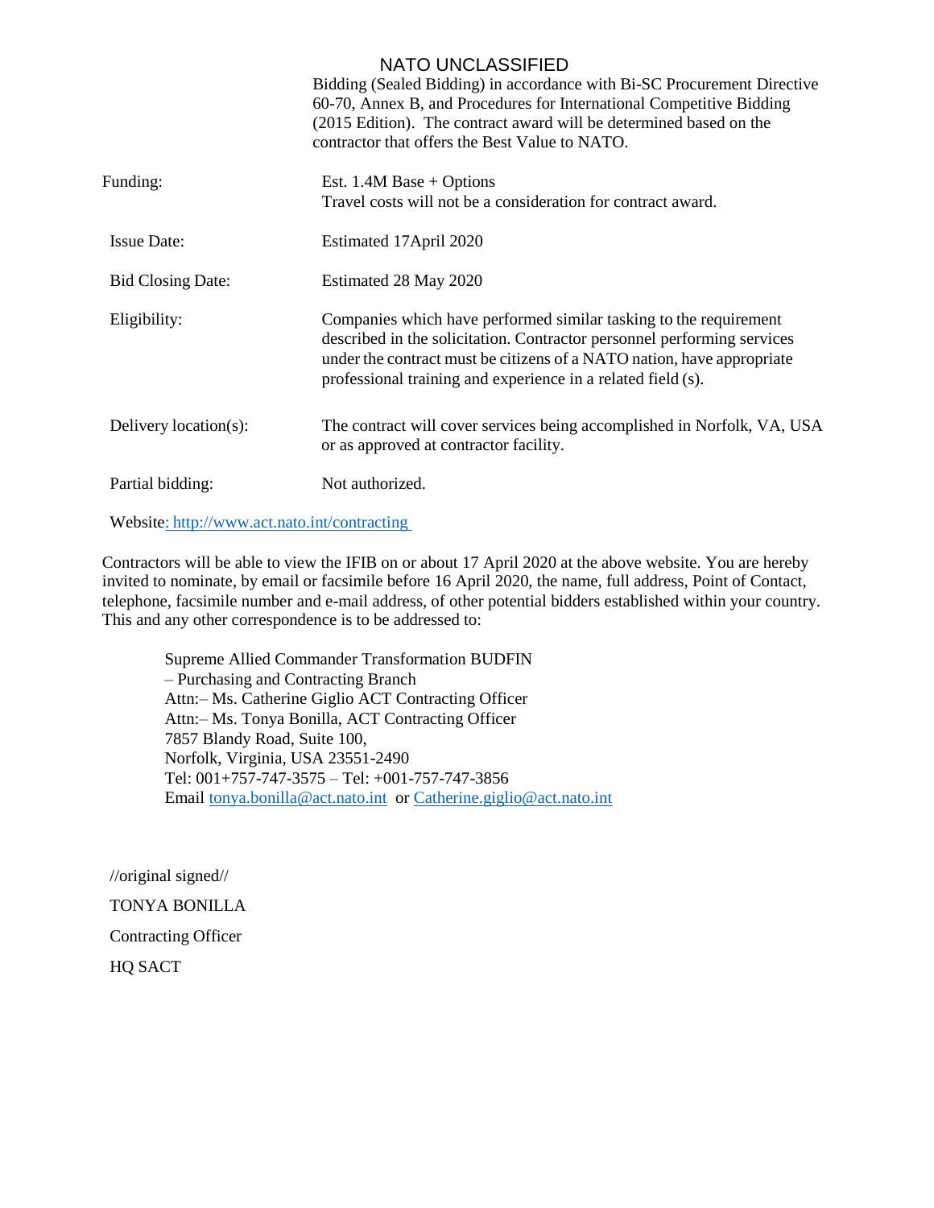Bidding (Sealed Bidding) in accordance with Bi-SC Procurement Directive 60-70, Annex B, and Procedures for International Competitive Bidding (2015 Edition). The contract award will be determined based on the contractor that offers the Best Value to NATO.

| | |
|---|---|
| Funding: | Est. 1.4M Base + Options<br>Travel costs will not be a consideration for contract award. |
| Issue Date: | Estimated 17April 2020 |
| Bid Closing Date: | Estimated 28 May 2020 |
| Eligibility: | Companies which have performed similar tasking to the requirement described in the solicitation. Contractor personnel performing services under the contract must be citizens of a NATO nation, have appropriate professional training and experience in a related field (s). |
| Delivery location(s): | The contract will cover services being accomplished in Norfolk, VA, USA or as approved at contractor facility. |
| Partial bidding: | Not authorized. |

Website: http://www.act.nato.int/contracting

Contractors will be able to view the IFIB on or about 17 April 2020 at the above website. You are hereby invited to nominate, by email or facsimile before 16 April 2020, the name, full address, Point of Contact, telephone, facsimile number and e-mail address, of other potential bidders established within your country. This and any other correspondence is to be addressed to:

Supreme Allied Commander Transformation BUDFIN
– Purchasing and Contracting Branch
Attn:– Ms. Catherine Giglio ACT Contracting Officer
Attn:– Ms. Tonya Bonilla, ACT Contracting Officer
7857 Blandy Road, Suite 100,
Norfolk, Virginia, USA 23551-2490
Tel: 001+757-747-3575 – Tel: +001-757-747-3856
Email tonya.bonilla@act.nato.int or Catherine.giglio@act.nato.int

//original signed//

TONYA BONILLA

Contracting Officer

HQ SACT